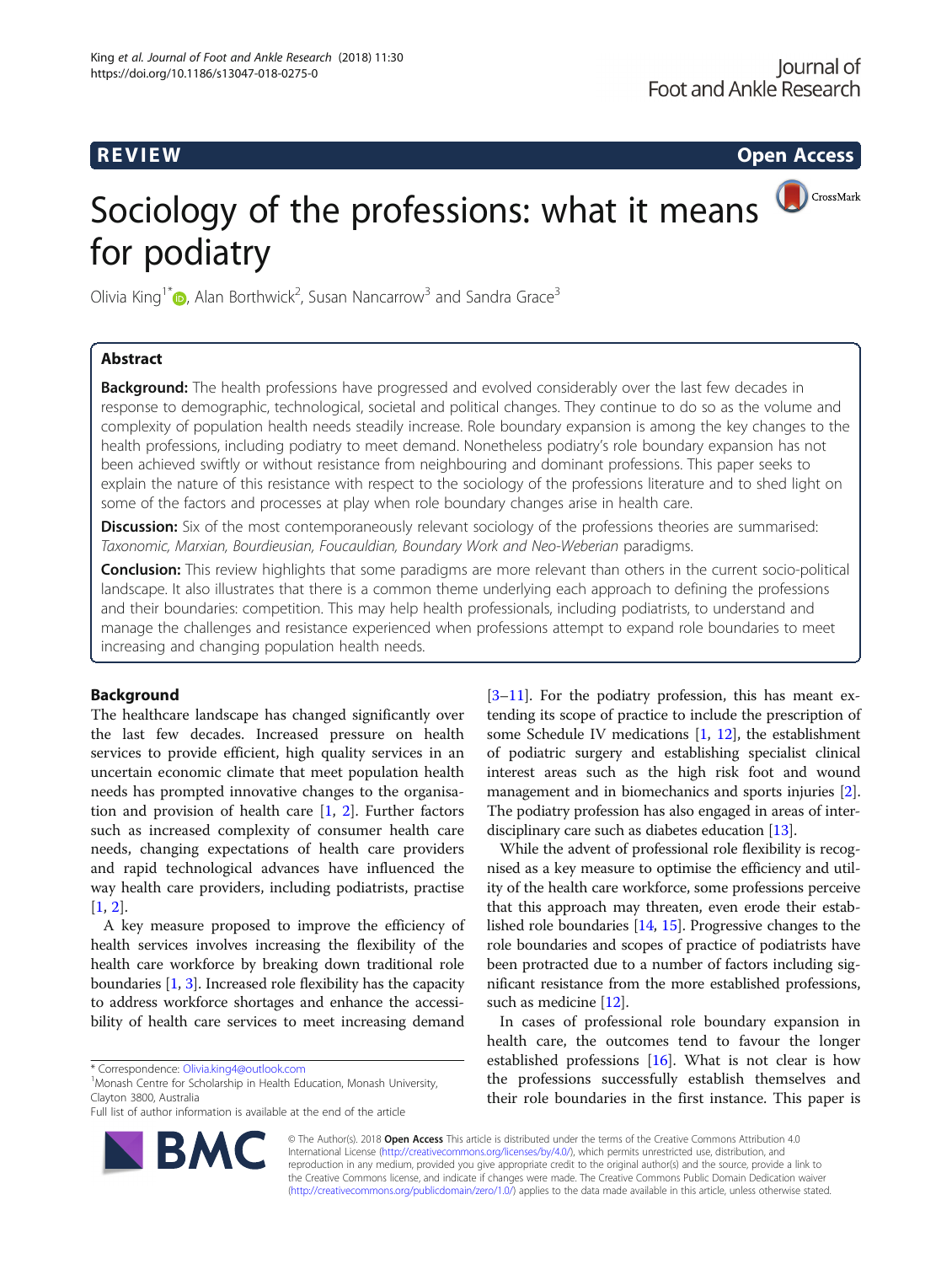REVIEW

Open Access

# Sociology of the professions: what it means for podiatry

Olivia King[1*], Alan Borthwick[2], Susan Nancarrow[3] and Sandra Grace[3]

## Abstract

**Background:** The health professions have progressed and evolved considerably over the last few decades in response to demographic, technological, societal and political changes. They continue to do so as the volume and complexity of population health needs steadily increase. Role boundary expansion is among the key changes to the health professions, including podiatry to meet demand. Nonetheless podiatry's role boundary expansion has not been achieved swiftly or without resistance from neighbouring and dominant professions. This paper seeks to explain the nature of this resistance with respect to the sociology of the professions literature and to shed light on some of the factors and processes at play when role boundary changes arise in health care.

**Discussion:** Six of the most contemporaneously relevant sociology of the professions theories are summarised: *Taxonomic, Marxian, Bourdieusian, Foucauldian, Boundary Work and Neo-Weberian* paradigms.

**Conclusion:** This review highlights that some paradigms are more relevant than others in the current socio-political landscape. It also illustrates that there is a common theme underlying each approach to defining the professions and their boundaries: competition. This may help health professionals, including podiatrists, to understand and manage the challenges and resistance experienced when professions attempt to expand role boundaries to meet increasing and changing population health needs.

## Background

The healthcare landscape has changed significantly over the last few decades. Increased pressure on health services to provide efficient, high quality services in an uncertain economic climate that meet population health needs has prompted innovative changes to the organisation and provision of health care [1, 2]. Further factors such as increased complexity of consumer health care needs, changing expectations of health care providers and rapid technological advances have influenced the way health care providers, including podiatrists, practise [1, 2].

A key measure proposed to improve the efficiency of health services involves increasing the flexibility of the health care workforce by breaking down traditional role boundaries [1, 3]. Increased role flexibility has the capacity to address workforce shortages and enhance the accessibility of health care services to meet increasing demand [3–11]. For the podiatry profession, this has meant extending its scope of practice to include the prescription of some Schedule IV medications [1, 12], the establishment of podiatric surgery and establishing specialist clinical interest areas such as the high risk foot and wound management and in biomechanics and sports injuries [2]. The podiatry profession has also engaged in areas of interdisciplinary care such as diabetes education [13].

While the advent of professional role flexibility is recognised as a key measure to optimise the efficiency and utility of the health care workforce, some professions perceive that this approach may threaten, even erode their established role boundaries [14, 15]. Progressive changes to the role boundaries and scopes of practice of podiatrists have been protracted due to a number of factors including significant resistance from the more established professions, such as medicine [12].

In cases of professional role boundary expansion in health care, the outcomes tend to favour the longer established professions [16]. What is not clear is how the professions successfully establish themselves and their role boundaries in the first instance. This paper is

---

\* Correspondence: Olivia.king4@outlook.com
[1]Monash Centre for Scholarship in Health Education, Monash University, Clayton 3800, Australia
Full list of author information is available at the end of the article

© The Author(s). 2018 **Open Access** This article is distributed under the terms of the Creative Commons Attribution 4.0 International License (http://creativecommons.org/licenses/by/4.0/), which permits unrestricted use, distribution, and reproduction in any medium, provided you give appropriate credit to the original author(s) and the source, provide a link to the Creative Commons license, and indicate if changes were made. The Creative Commons Public Domain Dedication waiver (http://creativecommons.org/publicdomain/zero/1.0/) applies to the data made available in this article, unless otherwise stated.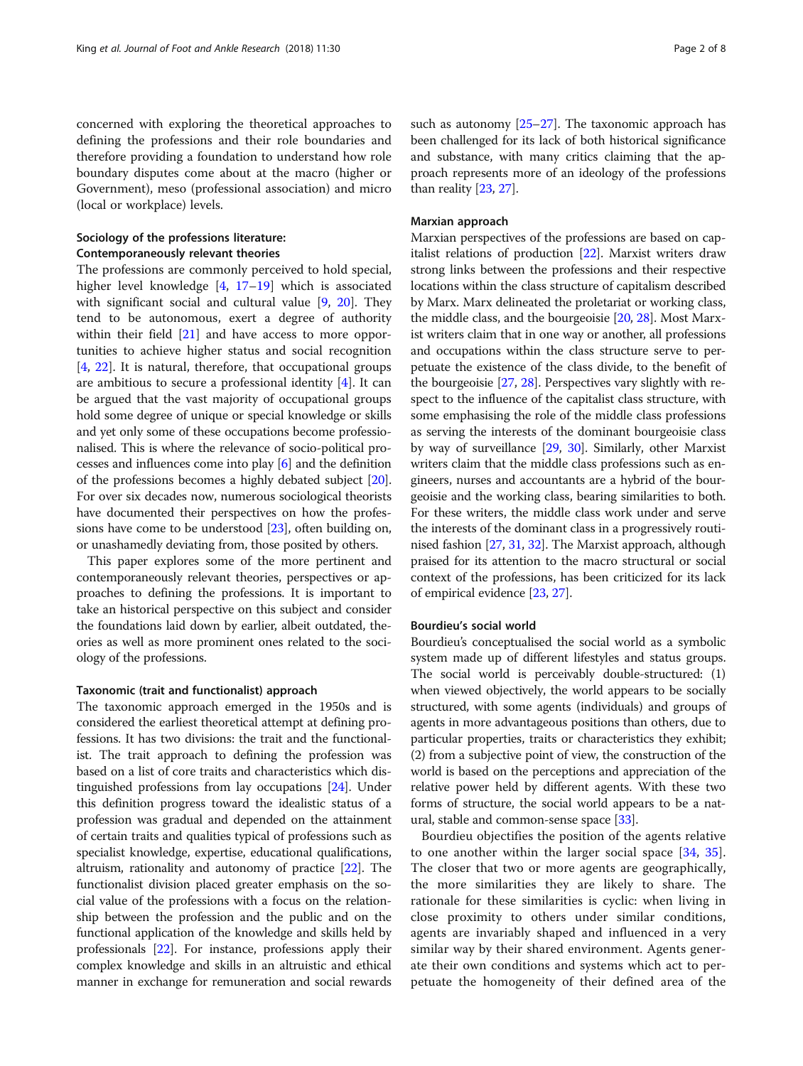concerned with exploring the theoretical approaches to defining the professions and their role boundaries and therefore providing a foundation to understand how role boundary disputes come about at the macro (higher or Government), meso (professional association) and micro (local or workplace) levels.

## Sociology of the professions literature: Contemporaneously relevant theories

The professions are commonly perceived to hold special, higher level knowledge [4, 17–19] which is associated with significant social and cultural value [9, 20]. They tend to be autonomous, exert a degree of authority within their field [21] and have access to more opportunities to achieve higher status and social recognition [4, 22]. It is natural, therefore, that occupational groups are ambitious to secure a professional identity [4]. It can be argued that the vast majority of occupational groups hold some degree of unique or special knowledge or skills and yet only some of these occupations become professionalised. This is where the relevance of socio-political processes and influences come into play [6] and the definition of the professions becomes a highly debated subject [20]. For over six decades now, numerous sociological theorists have documented their perspectives on how the professions have come to be understood [23], often building on, or unashamedly deviating from, those posited by others.

This paper explores some of the more pertinent and contemporaneously relevant theories, perspectives or approaches to defining the professions. It is important to take an historical perspective on this subject and consider the foundations laid down by earlier, albeit outdated, theories as well as more prominent ones related to the sociology of the professions.

### Taxonomic (trait and functionalist) approach

The taxonomic approach emerged in the 1950s and is considered the earliest theoretical attempt at defining professions. It has two divisions: the trait and the functionalist. The trait approach to defining the profession was based on a list of core traits and characteristics which distinguished professions from lay occupations [24]. Under this definition progress toward the idealistic status of a profession was gradual and depended on the attainment of certain traits and qualities typical of professions such as specialist knowledge, expertise, educational qualifications, altruism, rationality and autonomy of practice [22]. The functionalist division placed greater emphasis on the social value of the professions with a focus on the relationship between the profession and the public and on the functional application of the knowledge and skills held by professionals [22]. For instance, professions apply their complex knowledge and skills in an altruistic and ethical manner in exchange for remuneration and social rewards such as autonomy [25–27]. The taxonomic approach has been challenged for its lack of both historical significance and substance, with many critics claiming that the approach represents more of an ideology of the professions than reality [23, 27].

### Marxian approach

Marxian perspectives of the professions are based on capitalist relations of production [22]. Marxist writers draw strong links between the professions and their respective locations within the class structure of capitalism described by Marx. Marx delineated the proletariat or working class, the middle class, and the bourgeoisie [20, 28]. Most Marxist writers claim that in one way or another, all professions and occupations within the class structure serve to perpetuate the existence of the class divide, to the benefit of the bourgeoisie [27, 28]. Perspectives vary slightly with respect to the influence of the capitalist class structure, with some emphasising the role of the middle class professions as serving the interests of the dominant bourgeoisie class by way of surveillance [29, 30]. Similarly, other Marxist writers claim that the middle class professions such as engineers, nurses and accountants are a hybrid of the bourgeoisie and the working class, bearing similarities to both. For these writers, the middle class work under and serve the interests of the dominant class in a progressively routinised fashion [27, 31, 32]. The Marxist approach, although praised for its attention to the macro structural or social context of the professions, has been criticized for its lack of empirical evidence [23, 27].

### Bourdieu's social world

Bourdieu's conceptualised the social world as a symbolic system made up of different lifestyles and status groups. The social world is perceivably double-structured: (1) when viewed objectively, the world appears to be socially structured, with some agents (individuals) and groups of agents in more advantageous positions than others, due to particular properties, traits or characteristics they exhibit; (2) from a subjective point of view, the construction of the world is based on the perceptions and appreciation of the relative power held by different agents. With these two forms of structure, the social world appears to be a natural, stable and common-sense space [33].

Bourdieu objectifies the position of the agents relative to one another within the larger social space [34, 35]. The closer that two or more agents are geographically, the more similarities they are likely to share. The rationale for these similarities is cyclic: when living in close proximity to others under similar conditions, agents are invariably shaped and influenced in a very similar way by their shared environment. Agents generate their own conditions and systems which act to perpetuate the homogeneity of their defined area of the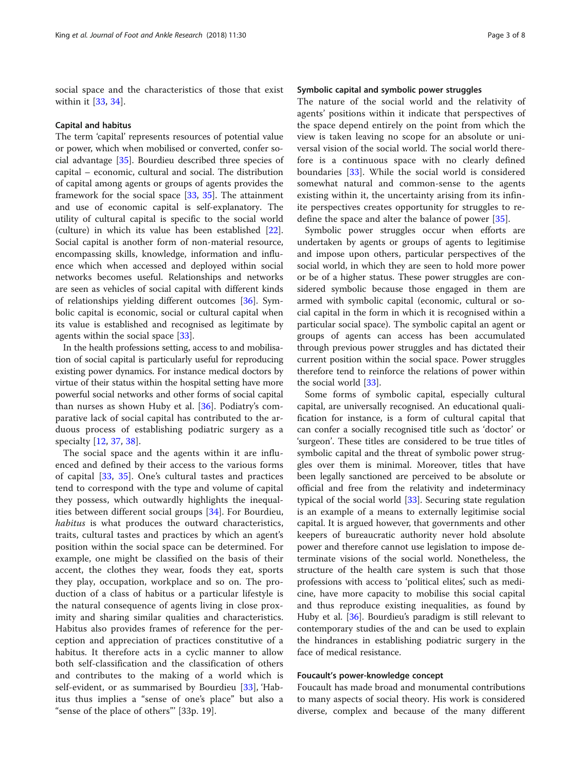social space and the characteristics of those that exist within it [33, 34].

### Capital and habitus

The term 'capital' represents resources of potential value or power, which when mobilised or converted, confer social advantage [35]. Bourdieu described three species of capital – economic, cultural and social. The distribution of capital among agents or groups of agents provides the framework for the social space [33, 35]. The attainment and use of economic capital is self-explanatory. The utility of cultural capital is specific to the social world (culture) in which its value has been established [22]. Social capital is another form of non-material resource, encompassing skills, knowledge, information and influence which when accessed and deployed within social networks becomes useful. Relationships and networks are seen as vehicles of social capital with different kinds of relationships yielding different outcomes [36]. Symbolic capital is economic, social or cultural capital when its value is established and recognised as legitimate by agents within the social space [33].

In the health professions setting, access to and mobilisation of social capital is particularly useful for reproducing existing power dynamics. For instance medical doctors by virtue of their status within the hospital setting have more powerful social networks and other forms of social capital than nurses as shown Huby et al. [36]. Podiatry's comparative lack of social capital has contributed to the arduous process of establishing podiatric surgery as a specialty [12, 37, 38].

The social space and the agents within it are influenced and defined by their access to the various forms of capital [33, 35]. One's cultural tastes and practices tend to correspond with the type and volume of capital they possess, which outwardly highlights the inequalities between different social groups [34]. For Bourdieu, *habitus* is what produces the outward characteristics, traits, cultural tastes and practices by which an agent's position within the social space can be determined. For example, one might be classified on the basis of their accent, the clothes they wear, foods they eat, sports they play, occupation, workplace and so on. The production of a class of habitus or a particular lifestyle is the natural consequence of agents living in close proximity and sharing similar qualities and characteristics. Habitus also provides frames of reference for the perception and appreciation of practices constitutive of a habitus. It therefore acts in a cyclic manner to allow both self-classification and the classification of others and contributes to the making of a world which is self-evident, or as summarised by Bourdieu [33], 'Habitus thus implies a "sense of one's place" but also a "sense of the place of others"' [33p. 19].

### Symbolic capital and symbolic power struggles

The nature of the social world and the relativity of agents' positions within it indicate that perspectives of the space depend entirely on the point from which the view is taken leaving no scope for an absolute or universal vision of the social world. The social world therefore is a continuous space with no clearly defined boundaries [33]. While the social world is considered somewhat natural and common-sense to the agents existing within it, the uncertainty arising from its infinite perspectives creates opportunity for struggles to redefine the space and alter the balance of power [35].

Symbolic power struggles occur when efforts are undertaken by agents or groups of agents to legitimise and impose upon others, particular perspectives of the social world, in which they are seen to hold more power or be of a higher status. These power struggles are considered symbolic because those engaged in them are armed with symbolic capital (economic, cultural or social capital in the form in which it is recognised within a particular social space). The symbolic capital an agent or groups of agents can access has been accumulated through previous power struggles and has dictated their current position within the social space. Power struggles therefore tend to reinforce the relations of power within the social world [33].

Some forms of symbolic capital, especially cultural capital, are universally recognised. An educational qualification for instance, is a form of cultural capital that can confer a socially recognised title such as 'doctor' or 'surgeon'. These titles are considered to be true titles of symbolic capital and the threat of symbolic power struggles over them is minimal. Moreover, titles that have been legally sanctioned are perceived to be absolute or official and free from the relativity and indeterminacy typical of the social world [33]. Securing state regulation is an example of a means to externally legitimise social capital. It is argued however, that governments and other keepers of bureaucratic authority never hold absolute power and therefore cannot use legislation to impose determinate visions of the social world. Nonetheless, the structure of the health care system is such that those professions with access to 'political elites', such as medicine, have more capacity to mobilise this social capital and thus reproduce existing inequalities, as found by Huby et al. [36]. Bourdieu's paradigm is still relevant to contemporary studies of the and can be used to explain the hindrances in establishing podiatric surgery in the face of medical resistance.

### Foucault's power-knowledge concept

Foucault has made broad and monumental contributions to many aspects of social theory. His work is considered diverse, complex and because of the many different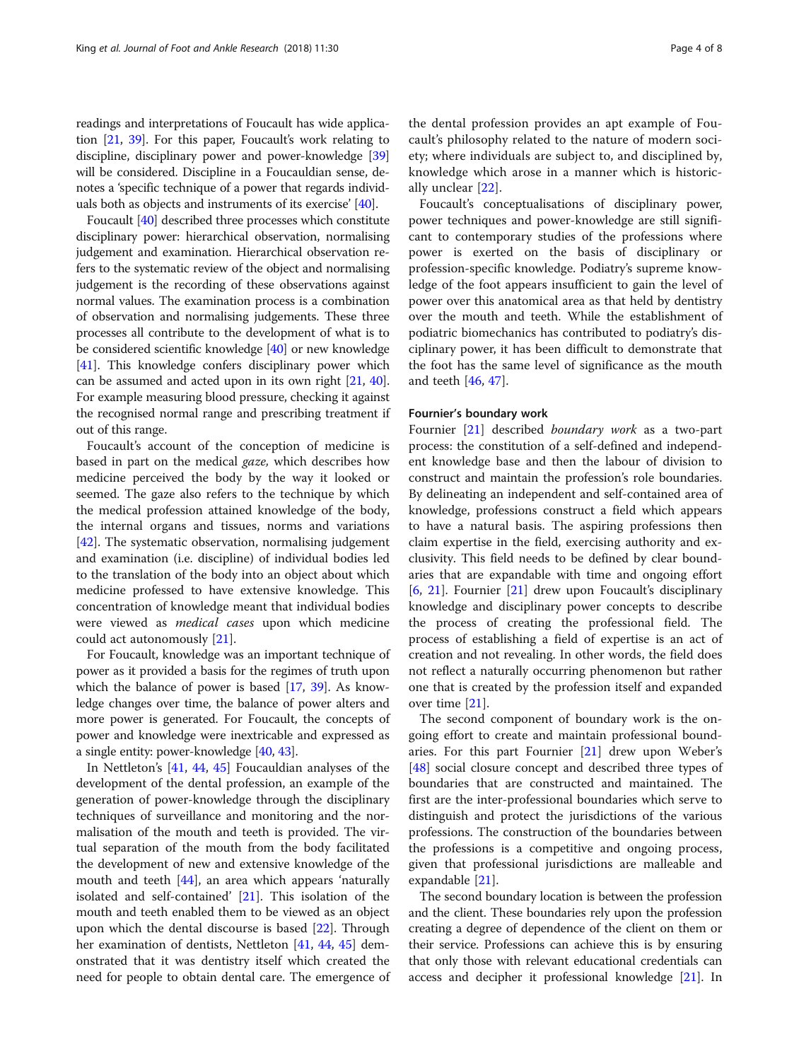readings and interpretations of Foucault has wide application [21, 39]. For this paper, Foucault's work relating to discipline, disciplinary power and power-knowledge [39] will be considered. Discipline in a Foucauldian sense, denotes a 'specific technique of a power that regards individuals both as objects and instruments of its exercise' [40].

Foucault [40] described three processes which constitute disciplinary power: hierarchical observation, normalising judgement and examination. Hierarchical observation refers to the systematic review of the object and normalising judgement is the recording of these observations against normal values. The examination process is a combination of observation and normalising judgements. These three processes all contribute to the development of what is to be considered scientific knowledge [40] or new knowledge [41]. This knowledge confers disciplinary power which can be assumed and acted upon in its own right [21, 40]. For example measuring blood pressure, checking it against the recognised normal range and prescribing treatment if out of this range.

Foucault's account of the conception of medicine is based in part on the medical *gaze*, which describes how medicine perceived the body by the way it looked or seemed. The gaze also refers to the technique by which the medical profession attained knowledge of the body, the internal organs and tissues, norms and variations [42]. The systematic observation, normalising judgement and examination (i.e. discipline) of individual bodies led to the translation of the body into an object about which medicine professed to have extensive knowledge. This concentration of knowledge meant that individual bodies were viewed as *medical cases* upon which medicine could act autonomously [21].

For Foucault, knowledge was an important technique of power as it provided a basis for the regimes of truth upon which the balance of power is based [17, 39]. As knowledge changes over time, the balance of power alters and more power is generated. For Foucault, the concepts of power and knowledge were inextricable and expressed as a single entity: power-knowledge [40, 43].

In Nettleton's [41, 44, 45] Foucauldian analyses of the development of the dental profession, an example of the generation of power-knowledge through the disciplinary techniques of surveillance and monitoring and the normalisation of the mouth and teeth is provided. The virtual separation of the mouth from the body facilitated the development of new and extensive knowledge of the mouth and teeth [44], an area which appears 'naturally isolated and self-contained' [21]. This isolation of the mouth and teeth enabled them to be viewed as an object upon which the dental discourse is based [22]. Through her examination of dentists, Nettleton [41, 44, 45] demonstrated that it was dentistry itself which created the need for people to obtain dental care. The emergence of the dental profession provides an apt example of Foucault's philosophy related to the nature of modern society; where individuals are subject to, and disciplined by, knowledge which arose in a manner which is historically unclear [22].

Foucault's conceptualisations of disciplinary power, power techniques and power-knowledge are still significant to contemporary studies of the professions where power is exerted on the basis of disciplinary or profession-specific knowledge. Podiatry's supreme knowledge of the foot appears insufficient to gain the level of power over this anatomical area as that held by dentistry over the mouth and teeth. While the establishment of podiatric biomechanics has contributed to podiatry's disciplinary power, it has been difficult to demonstrate that the foot has the same level of significance as the mouth and teeth [46, 47].

### Fournier's boundary work

Fournier [21] described *boundary work* as a two-part process: the constitution of a self-defined and independent knowledge base and then the labour of division to construct and maintain the profession's role boundaries. By delineating an independent and self-contained area of knowledge, professions construct a field which appears to have a natural basis. The aspiring professions then claim expertise in the field, exercising authority and exclusivity. This field needs to be defined by clear boundaries that are expandable with time and ongoing effort [6, 21]. Fournier [21] drew upon Foucault's disciplinary knowledge and disciplinary power concepts to describe the process of creating the professional field. The process of establishing a field of expertise is an act of creation and not revealing. In other words, the field does not reflect a naturally occurring phenomenon but rather one that is created by the profession itself and expanded over time [21].

The second component of boundary work is the ongoing effort to create and maintain professional boundaries. For this part Fournier [21] drew upon Weber's [48] social closure concept and described three types of boundaries that are constructed and maintained. The first are the inter-professional boundaries which serve to distinguish and protect the jurisdictions of the various professions. The construction of the boundaries between the professions is a competitive and ongoing process, given that professional jurisdictions are malleable and expandable [21].

The second boundary location is between the profession and the client. These boundaries rely upon the profession creating a degree of dependence of the client on them or their service. Professions can achieve this is by ensuring that only those with relevant educational credentials can access and decipher it professional knowledge [21]. In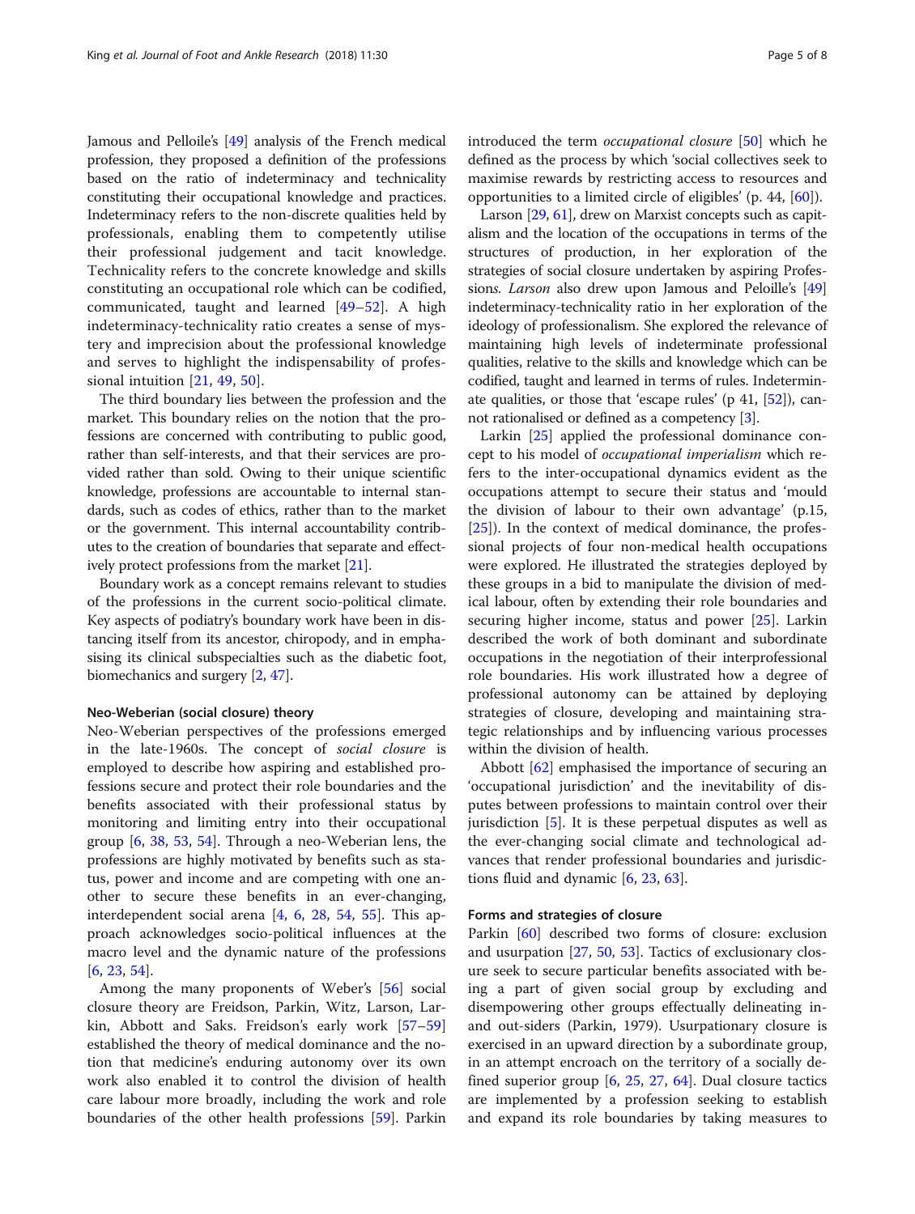Jamous and Pelloile's [49] analysis of the French medical profession, they proposed a definition of the professions based on the ratio of indeterminacy and technicality constituting their occupational knowledge and practices. Indeterminacy refers to the non-discrete qualities held by professionals, enabling them to competently utilise their professional judgement and tacit knowledge. Technicality refers to the concrete knowledge and skills constituting an occupational role which can be codified, communicated, taught and learned [49–52]. A high indeterminacy-technicality ratio creates a sense of mystery and imprecision about the professional knowledge and serves to highlight the indispensability of professional intuition [21, 49, 50].

The third boundary lies between the profession and the market. This boundary relies on the notion that the professions are concerned with contributing to public good, rather than self-interests, and that their services are provided rather than sold. Owing to their unique scientific knowledge, professions are accountable to internal standards, such as codes of ethics, rather than to the market or the government. This internal accountability contributes to the creation of boundaries that separate and effectively protect professions from the market [21].

Boundary work as a concept remains relevant to studies of the professions in the current socio-political climate. Key aspects of podiatry's boundary work have been in distancing itself from its ancestor, chiropody, and in emphasising its clinical subspecialties such as the diabetic foot, biomechanics and surgery [2, 47].

### Neo-Weberian (social closure) theory

Neo-Weberian perspectives of the professions emerged in the late-1960s. The concept of *social closure* is employed to describe how aspiring and established professions secure and protect their role boundaries and the benefits associated with their professional status by monitoring and limiting entry into their occupational group [6, 38, 53, 54]. Through a neo-Weberian lens, the professions are highly motivated by benefits such as status, power and income and are competing with one another to secure these benefits in an ever-changing, interdependent social arena [4, 6, 28, 54, 55]. This approach acknowledges socio-political influences at the macro level and the dynamic nature of the professions [6, 23, 54].

Among the many proponents of Weber's [56] social closure theory are Freidson, Parkin, Witz, Larson, Larkin, Abbott and Saks. Freidson's early work [57–59] established the theory of medical dominance and the notion that medicine's enduring autonomy over its own work also enabled it to control the division of health care labour more broadly, including the work and role boundaries of the other health professions [59]. Parkin introduced the term *occupational closure* [50] which he defined as the process by which 'social collectives seek to maximise rewards by restricting access to resources and opportunities to a limited circle of eligibles' (p. 44, [60]).

Larson [29, 61], drew on Marxist concepts such as capitalism and the location of the occupations in terms of the structures of production, in her exploration of the strategies of social closure undertaken by aspiring Professions. *Larson* also drew upon Jamous and Peloille's [49] indeterminacy-technicality ratio in her exploration of the ideology of professionalism. She explored the relevance of maintaining high levels of indeterminate professional qualities, relative to the skills and knowledge which can be codified, taught and learned in terms of rules. Indeterminate qualities, or those that 'escape rules' (p 41, [52]), cannot rationalised or defined as a competency [3].

Larkin [25] applied the professional dominance concept to his model of *occupational imperialism* which refers to the inter-occupational dynamics evident as the occupations attempt to secure their status and 'mould the division of labour to their own advantage' (p.15, [25]). In the context of medical dominance, the professional projects of four non-medical health occupations were explored. He illustrated the strategies deployed by these groups in a bid to manipulate the division of medical labour, often by extending their role boundaries and securing higher income, status and power [25]. Larkin described the work of both dominant and subordinate occupations in the negotiation of their interprofessional role boundaries. His work illustrated how a degree of professional autonomy can be attained by deploying strategies of closure, developing and maintaining strategic relationships and by influencing various processes within the division of health.

Abbott [62] emphasised the importance of securing an 'occupational jurisdiction' and the inevitability of disputes between professions to maintain control over their jurisdiction [5]. It is these perpetual disputes as well as the ever-changing social climate and technological advances that render professional boundaries and jurisdictions fluid and dynamic [6, 23, 63].

### Forms and strategies of closure

Parkin [60] described two forms of closure: exclusion and usurpation [27, 50, 53]. Tactics of exclusionary closure seek to secure particular benefits associated with being a part of given social group by excluding and disempowering other groups effectually delineating in- and out-siders (Parkin, 1979). Usurpationary closure is exercised in an upward direction by a subordinate group, in an attempt encroach on the territory of a socially defined superior group [6, 25, 27, 64]. Dual closure tactics are implemented by a profession seeking to establish and expand its role boundaries by taking measures to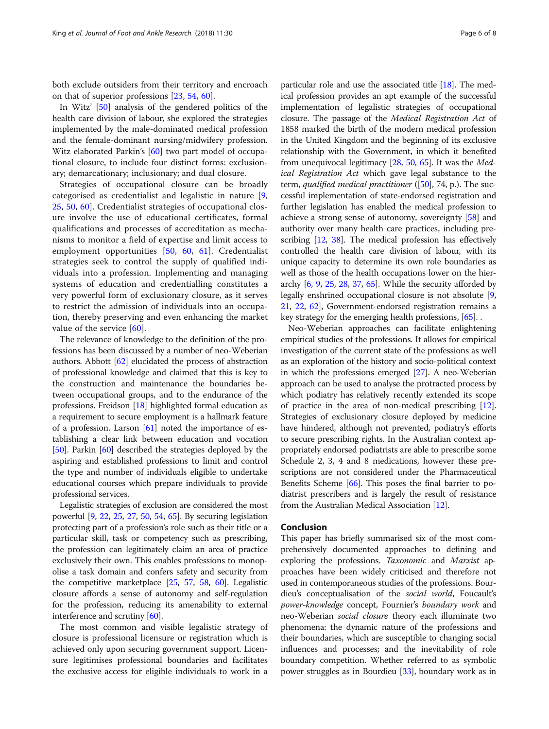both exclude outsiders from their territory and encroach on that of superior professions [23, 54, 60].

In Witz' [50] analysis of the gendered politics of the health care division of labour, she explored the strategies implemented by the male-dominated medical profession and the female-dominant nursing/midwifery profession. Witz elaborated Parkin's [60] two part model of occupational closure, to include four distinct forms: exclusionary; demarcationary; inclusionary; and dual closure.

Strategies of occupational closure can be broadly categorised as credentialist and legalistic in nature [9, 25, 50, 60]. Credentialist strategies of occupational closure involve the use of educational certificates, formal qualifications and processes of accreditation as mechanisms to monitor a field of expertise and limit access to employment opportunities [50, 60, 61]. Credentialist strategies seek to control the supply of qualified individuals into a profession. Implementing and managing systems of education and credentialling constitutes a very powerful form of exclusionary closure, as it serves to restrict the admission of individuals into an occupation, thereby preserving and even enhancing the market value of the service [60].

The relevance of knowledge to the definition of the professions has been discussed by a number of neo-Weberian authors. Abbott [62] elucidated the process of abstraction of professional knowledge and claimed that this is key to the construction and maintenance the boundaries between occupational groups, and to the endurance of the professions. Freidson [18] highlighted formal education as a requirement to secure employment is a hallmark feature of a profession. Larson [61] noted the importance of establishing a clear link between education and vocation [50]. Parkin [60] described the strategies deployed by the aspiring and established professions to limit and control the type and number of individuals eligible to undertake educational courses which prepare individuals to provide professional services.

Legalistic strategies of exclusion are considered the most powerful [9, 22, 25, 27, 50, 54, 65]. By securing legislation protecting part of a profession's role such as their title or a particular skill, task or competency such as prescribing, the profession can legitimately claim an area of practice exclusively their own. This enables professions to monopolise a task domain and confers safety and security from the competitive marketplace [25, 57, 58, 60]. Legalistic closure affords a sense of autonomy and self-regulation for the profession, reducing its amenability to external interference and scrutiny [60].

The most common and visible legalistic strategy of closure is professional licensure or registration which is achieved only upon securing government support. Licensure legitimises professional boundaries and facilitates the exclusive access for eligible individuals to work in a particular role and use the associated title [18]. The medical profession provides an apt example of the successful implementation of legalistic strategies of occupational closure. The passage of the *Medical Registration Act* of 1858 marked the birth of the modern medical profession in the United Kingdom and the beginning of its exclusive relationship with the Government, in which it benefited from unequivocal legitimacy [28, 50, 65]. It was the *Medical Registration Act* which gave legal substance to the term, *qualified medical practitioner* ([50], 74, p.). The successful implementation of state-endorsed registration and further legislation has enabled the medical profession to achieve a strong sense of autonomy, sovereignty [58] and authority over many health care practices, including prescribing [12, 38]. The medical profession has effectively controlled the health care division of labour, with its unique capacity to determine its own role boundaries as well as those of the health occupations lower on the hierarchy [6, 9, 25, 28, 37, 65]. While the security afforded by legally enshrined occupational closure is not absolute [9, 21, 22, 62], Government-endorsed registration remains a key strategy for the emerging health professions, [65]. .

Neo-Weberian approaches can facilitate enlightening empirical studies of the professions. It allows for empirical investigation of the current state of the professions as well as an exploration of the history and socio-political context in which the professions emerged [27]. A neo-Weberian approach can be used to analyse the protracted process by which podiatry has relatively recently extended its scope of practice in the area of non-medical prescribing [12]. Strategies of exclusionary closure deployed by medicine have hindered, although not prevented, podiatry's efforts to secure prescribing rights. In the Australian context appropriately endorsed podiatrists are able to prescribe some Schedule 2, 3, 4 and 8 medications, however these prescriptions are not considered under the Pharmaceutical Benefits Scheme [66]. This poses the final barrier to podiatrist prescribers and is largely the result of resistance from the Australian Medical Association [12].

## Conclusion

This paper has briefly summarised six of the most comprehensively documented approaches to defining and exploring the professions. *Taxonomic* and *Marxist* approaches have been widely criticised and therefore not used in contemporaneous studies of the professions. Bourdieu's conceptualisation of the *social world*, Foucault's *power-knowledge* concept, Fournier's *boundary work* and neo-Weberian *social closure* theory each illuminate two phenomena: the dynamic nature of the professions and their boundaries, which are susceptible to changing social influences and processes; and the inevitability of role boundary competition. Whether referred to as symbolic power struggles as in Bourdieu [33], boundary work as in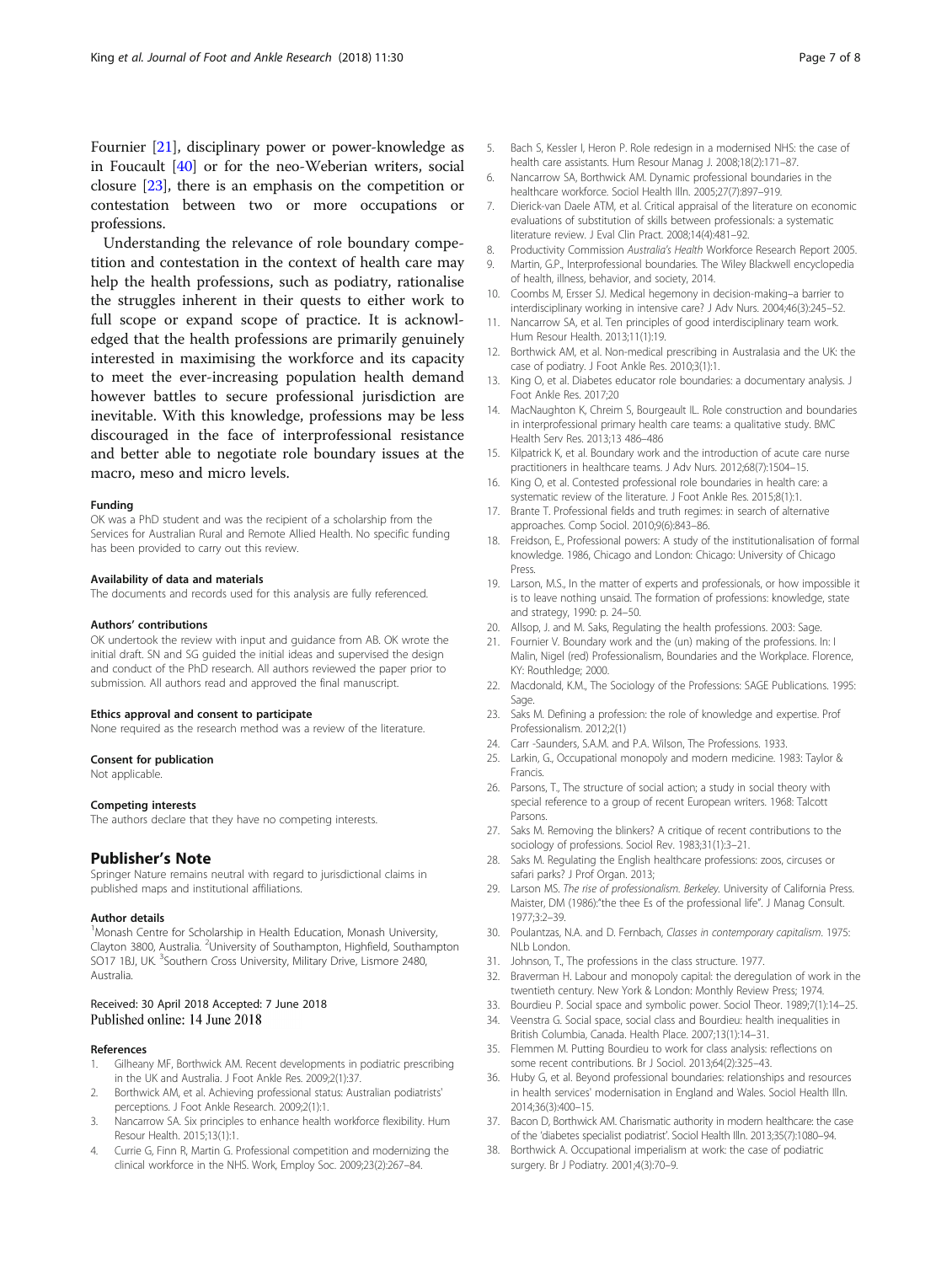Fournier [21], disciplinary power or power-knowledge as in Foucault [40] or for the neo-Weberian writers, social closure [23], there is an emphasis on the competition or contestation between two or more occupations or professions.

Understanding the relevance of role boundary competition and contestation in the context of health care may help the health professions, such as podiatry, rationalise the struggles inherent in their quests to either work to full scope or expand scope of practice. It is acknowledged that the health professions are primarily genuinely interested in maximising the workforce and its capacity to meet the ever-increasing population health demand however battles to secure professional jurisdiction are inevitable. With this knowledge, professions may be less discouraged in the face of interprofessional resistance and better able to negotiate role boundary issues at the macro, meso and micro levels.

#### Funding
OK was a PhD student and was the recipient of a scholarship from the Services for Australian Rural and Remote Allied Health. No specific funding has been provided to carry out this review.

#### Availability of data and materials
The documents and records used for this analysis are fully referenced.

#### Authors' contributions
OK undertook the review with input and guidance from AB. OK wrote the initial draft. SN and SG guided the initial ideas and supervised the design and conduct of the PhD research. All authors reviewed the paper prior to submission. All authors read and approved the final manuscript.

#### Ethics approval and consent to participate
None required as the research method was a review of the literature.

#### Consent for publication
Not applicable.

#### Competing interests
The authors declare that they have no competing interests.

## Publisher's Note
Springer Nature remains neutral with regard to jurisdictional claims in published maps and institutional affiliations.

#### Author details
[1]Monash Centre for Scholarship in Health Education, Monash University, Clayton 3800, Australia. [2]University of Southampton, Highfield, Southampton SO17 1BJ, UK. [3]Southern Cross University, Military Drive, Lismore 2480, Australia.

Received: 30 April 2018 Accepted: 7 June 2018
Published online: 14 June 2018

#### References
1. Gilheany MF, Borthwick AM. Recent developments in podiatric prescribing in the UK and Australia. J Foot Ankle Res. 2009;2(1):37.
2. Borthwick AM, et al. Achieving professional status: Australian podiatrists' perceptions. J Foot Ankle Research. 2009;2(1):1.
3. Nancarrow SA. Six principles to enhance health workforce flexibility. Hum Resour Health. 2015;13(1):1.
4. Currie G, Finn R, Martin G. Professional competition and modernizing the clinical workforce in the NHS. Work, Employ Soc. 2009;23(2):267–84.
5. Bach S, Kessler I, Heron P. Role redesign in a modernised NHS: the case of health care assistants. Hum Resour Manag J. 2008;18(2):171–87.
6. Nancarrow SA, Borthwick AM. Dynamic professional boundaries in the healthcare workforce. Sociol Health Illn. 2005;27(7):897–919.
7. Dierick-van Daele ATM, et al. Critical appraisal of the literature on economic evaluations of substitution of skills between professionals: a systematic literature review. J Eval Clin Pract. 2008;14(4):481–92.
8. Productivity Commission *Australia's Health* Workforce Research Report 2005.
9. Martin, G.P., Interprofessional boundaries. The Wiley Blackwell encyclopedia of health, illness, behavior, and society, 2014.
10. Coombs M, Ersser SJ. Medical hegemony in decision-making–a barrier to interdisciplinary working in intensive care? J Adv Nurs. 2004;46(3):245–52.
11. Nancarrow SA, et al. Ten principles of good interdisciplinary team work. Hum Resour Health. 2013;11(1):19.
12. Borthwick AM, et al. Non-medical prescribing in Australasia and the UK: the case of podiatry. J Foot Ankle Res. 2010;3(1):1.
13. King O, et al. Diabetes educator role boundaries: a documentary analysis. J Foot Ankle Res. 2017;20
14. MacNaughton K, Chreim S, Bourgeault IL. Role construction and boundaries in interprofessional primary health care teams: a qualitative study. BMC Health Serv Res. 2013;13 486–486
15. Kilpatrick K, et al. Boundary work and the introduction of acute care nurse practitioners in healthcare teams. J Adv Nurs. 2012;68(7):1504–15.
16. King O, et al. Contested professional role boundaries in health care: a systematic review of the literature. J Foot Ankle Res. 2015;8(1):1.
17. Brante T. Professional fields and truth regimes: in search of alternative approaches. Comp Sociol. 2010;9(6):843–86.
18. Freidson, E., Professional powers: A study of the institutionalisation of formal knowledge. 1986, Chicago and London: Chicago: University of Chicago Press.
19. Larson, M.S., In the matter of experts and professionals, or how impossible it is to leave nothing unsaid. The formation of professions: knowledge, state and strategy, 1990: p. 24–50.
20. Allsop, J. and M. Saks, Regulating the health professions. 2003: Sage.
21. Fournier V. Boundary work and the (un) making of the professions. In: l Malin, Nigel (red) Professionalism, Boundaries and the Workplace. Florence, KY: Routhledge; 2000.
22. Macdonald, K.M., The Sociology of the Professions: SAGE Publications. 1995: Sage.
23. Saks M. Defining a profession: the role of knowledge and expertise. Prof Professionalism. 2012;2(1)
24. Carr -Saunders, S.A.M. and P.A. Wilson, The Professions. 1933.
25. Larkin, G., Occupational monopoly and modern medicine. 1983: Taylor & Francis.
26. Parsons, T., The structure of social action; a study in social theory with special reference to a group of recent European writers. 1968: Talcott Parsons.
27. Saks M. Removing the blinkers? A critique of recent contributions to the sociology of professions. Sociol Rev. 1983;31(1):3–21.
28. Saks M. Regulating the English healthcare professions: zoos, circuses or safari parks? J Prof Organ. 2013;
29. Larson MS. *The rise of professionalism. Berkeley.* University of California Press. Maister, DM (1986):"the thee Es of the professional life". J Manag Consult. 1977;3:2–39.
30. Poulantzas, N.A. and D. Fernbach, *Classes in contemporary capitalism*. 1975: NLb London.
31. Johnson, T., The professions in the class structure. 1977.
32. Braverman H. Labour and monopoly capital: the deregulation of work in the twentieth century. New York & London: Monthly Review Press; 1974.
33. Bourdieu P. Social space and symbolic power. Sociol Theor. 1989;7(1):14–25.
34. Veenstra G. Social space, social class and Bourdieu: health inequalities in British Columbia, Canada. Health Place. 2007;13(1):14–31.
35. Flemmen M. Putting Bourdieu to work for class analysis: reflections on some recent contributions. Br J Sociol. 2013;64(2):325–43.
36. Huby G, et al. Beyond professional boundaries: relationships and resources in health services' modernisation in England and Wales. Sociol Health Illn. 2014;36(3):400–15.
37. Bacon D, Borthwick AM. Charismatic authority in modern healthcare: the case of the 'diabetes specialist podiatrist'. Sociol Health Illn. 2013;35(7):1080–94.
38. Borthwick A. Occupational imperialism at work: the case of podiatric surgery. Br J Podiatry. 2001;4(3):70–9.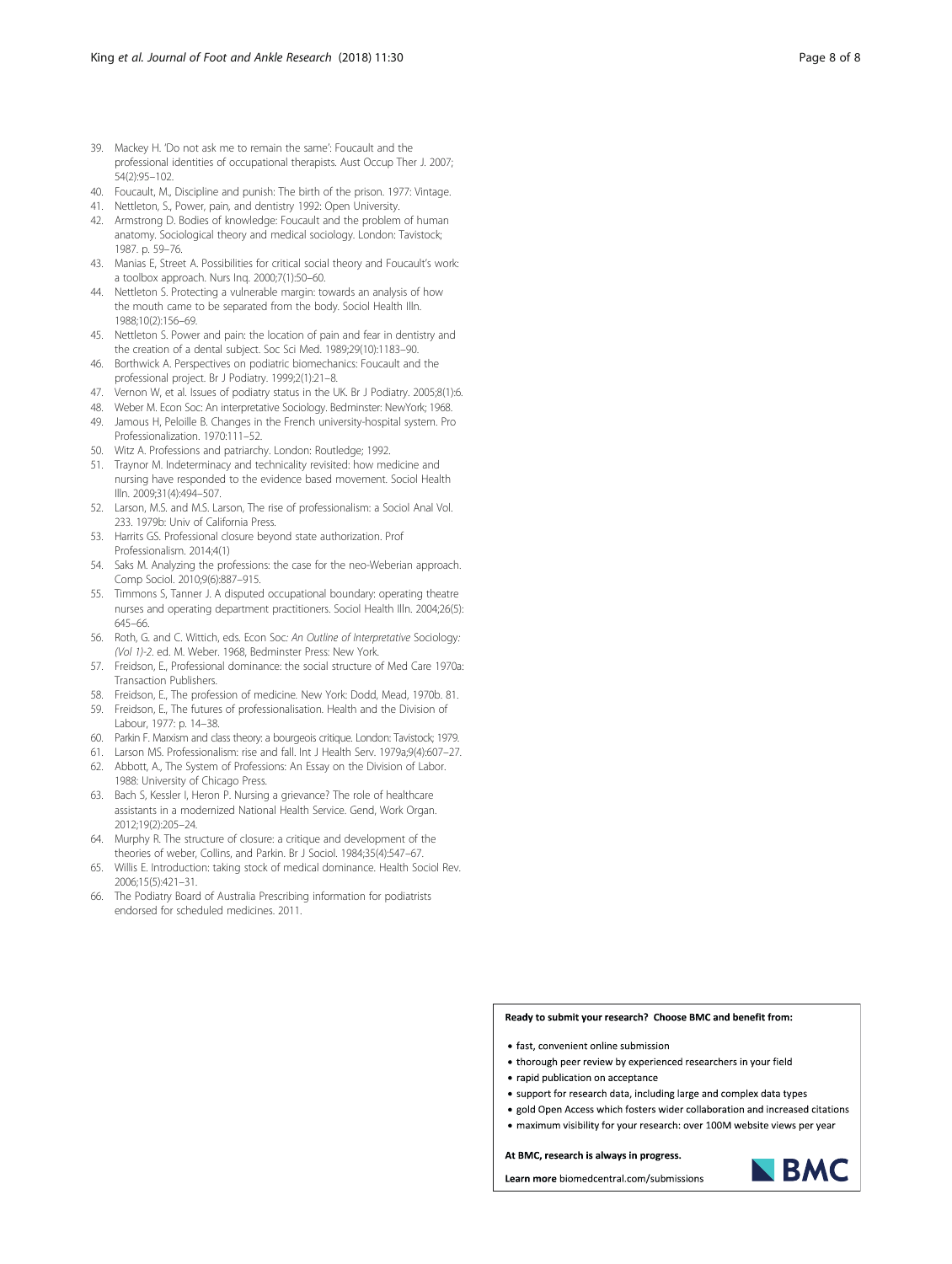39. Mackey H. 'Do not ask me to remain the same': Foucault and the professional identities of occupational therapists. Aust Occup Ther J. 2007; 54(2):95–102.
40. Foucault, M., Discipline and punish: The birth of the prison. 1977: Vintage.
41. Nettleton, S., Power, pain, and dentistry 1992: Open University.
42. Armstrong D. Bodies of knowledge: Foucault and the problem of human anatomy. Sociological theory and medical sociology. London: Tavistock; 1987. p. 59–76.
43. Manias E, Street A. Possibilities for critical social theory and Foucault's work: a toolbox approach. Nurs Inq. 2000;7(1):50–60.
44. Nettleton S. Protecting a vulnerable margin: towards an analysis of how the mouth came to be separated from the body. Sociol Health Illn. 1988;10(2):156–69.
45. Nettleton S. Power and pain: the location of pain and fear in dentistry and the creation of a dental subject. Soc Sci Med. 1989;29(10):1183–90.
46. Borthwick A. Perspectives on podiatric biomechanics: Foucault and the professional project. Br J Podiatry. 1999;2(1):21–8.
47. Vernon W, et al. Issues of podiatry status in the UK. Br J Podiatry. 2005;8(1):6.
48. Weber M. Econ Soc: An interpretative Sociology. Bedminster: NewYork; 1968.
49. Jamous H, Peloille B. Changes in the French university-hospital system. Pro Professionalization. 1970:111–52.
50. Witz A. Professions and patriarchy. London: Routledge; 1992.
51. Traynor M. Indeterminacy and technicality revisited: how medicine and nursing have responded to the evidence based movement. Sociol Health Illn. 2009;31(4):494–507.
52. Larson, M.S. and M.S. Larson, The rise of professionalism: a Sociol Anal Vol. 233. 1979b: Univ of California Press.
53. Harrits GS. Professional closure beyond state authorization. Prof Professionalism. 2014;4(1)
54. Saks M. Analyzing the professions: the case for the neo-Weberian approach. Comp Sociol. 2010;9(6):887–915.
55. Timmons S, Tanner J. A disputed occupational boundary: operating theatre nurses and operating department practitioners. Sociol Health Illn. 2004;26(5): 645–66.
56. Roth, G. and C. Wittich, eds. Econ Soc: *An Outline of Interpretative* Sociology: *(Vol 1)-2*. ed. M. Weber. 1968, Bedminster Press: New York.
57. Freidson, E., Professional dominance: the social structure of Med Care 1970a: Transaction Publishers.
58. Freidson, E., The profession of medicine. New York: Dodd, Mead, 1970b. 81.
59. Freidson, E., The futures of professionalisation. Health and the Division of Labour, 1977: p. 14–38.
60. Parkin F. Marxism and class theory: a bourgeois critique. London: Tavistock; 1979.
61. Larson MS. Professionalism: rise and fall. Int J Health Serv. 1979a;9(4):607–27.
62. Abbott, A., The System of Professions: An Essay on the Division of Labor. 1988: University of Chicago Press.
63. Bach S, Kessler I, Heron P. Nursing a grievance? The role of healthcare assistants in a modernized National Health Service. Gend, Work Organ. 2012;19(2):205–24.
64. Murphy R. The structure of closure: a critique and development of the theories of weber, Collins, and Parkin. Br J Sociol. 1984;35(4):547–67.
65. Willis E. Introduction: taking stock of medical dominance. Health Sociol Rev. 2006;15(5):421–31.
66. The Podiatry Board of Australia Prescribing information for podiatrists endorsed for scheduled medicines. 2011.

**Ready to submit your research? Choose BMC and benefit from:**

- fast, convenient online submission
- thorough peer review by experienced researchers in your field
- rapid publication on acceptance
- support for research data, including large and complex data types
- gold Open Access which fosters wider collaboration and increased citations
- maximum visibility for your research: over 100M website views per year

**At BMC, research is always in progress.**

**Learn more** biomedcentral.com/submissions

BMC